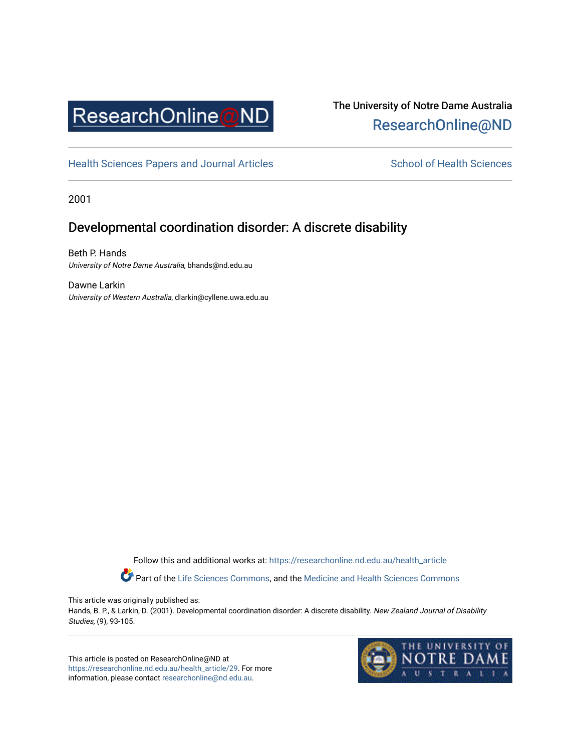The University of Notre Dame Australia
ResearchOnline@ND

Health Sciences Papers and Journal Articles

School of Health Sciences

2001

# Developmental coordination disorder: A discrete disability

Beth P. Hands
*University of Notre Dame Australia*, bhands@nd.edu.au

Dawne Larkin
*University of Western Australia*, dlarkin@cyllene.uwa.edu.au

Follow this and additional works at: https://researchonline.nd.edu.au/health_article

Part of the Life Sciences Commons, and the Medicine and Health Sciences Commons

This article was originally published as:
Hands, B. P., & Larkin, D. (2001). Developmental coordination disorder: A discrete disability. *New Zealand Journal of Disability Studies,* (9), 93-105.

This article is posted on ResearchOnline@ND at https://researchonline.nd.edu.au/health_article/29. For more information, please contact researchonline@nd.edu.au.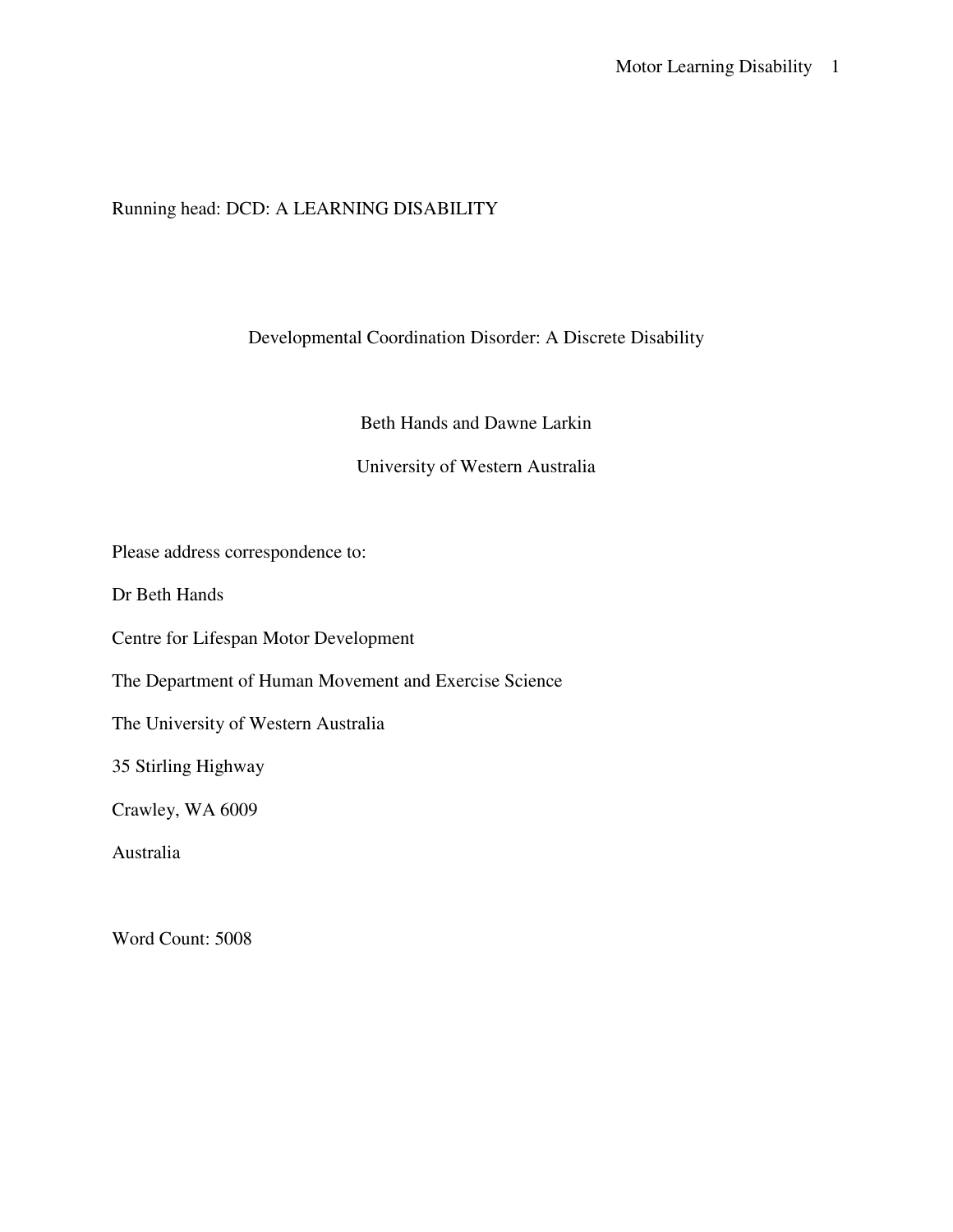Running head: DCD: A LEARNING DISABILITY

# Developmental Coordination Disorder: A Discrete Disability

Beth Hands and Dawne Larkin

University of Western Australia

Please address correspondence to:

Dr Beth Hands

Centre for Lifespan Motor Development

The Department of Human Movement and Exercise Science

The University of Western Australia

35 Stirling Highway

Crawley, WA 6009

Australia

Word Count: 5008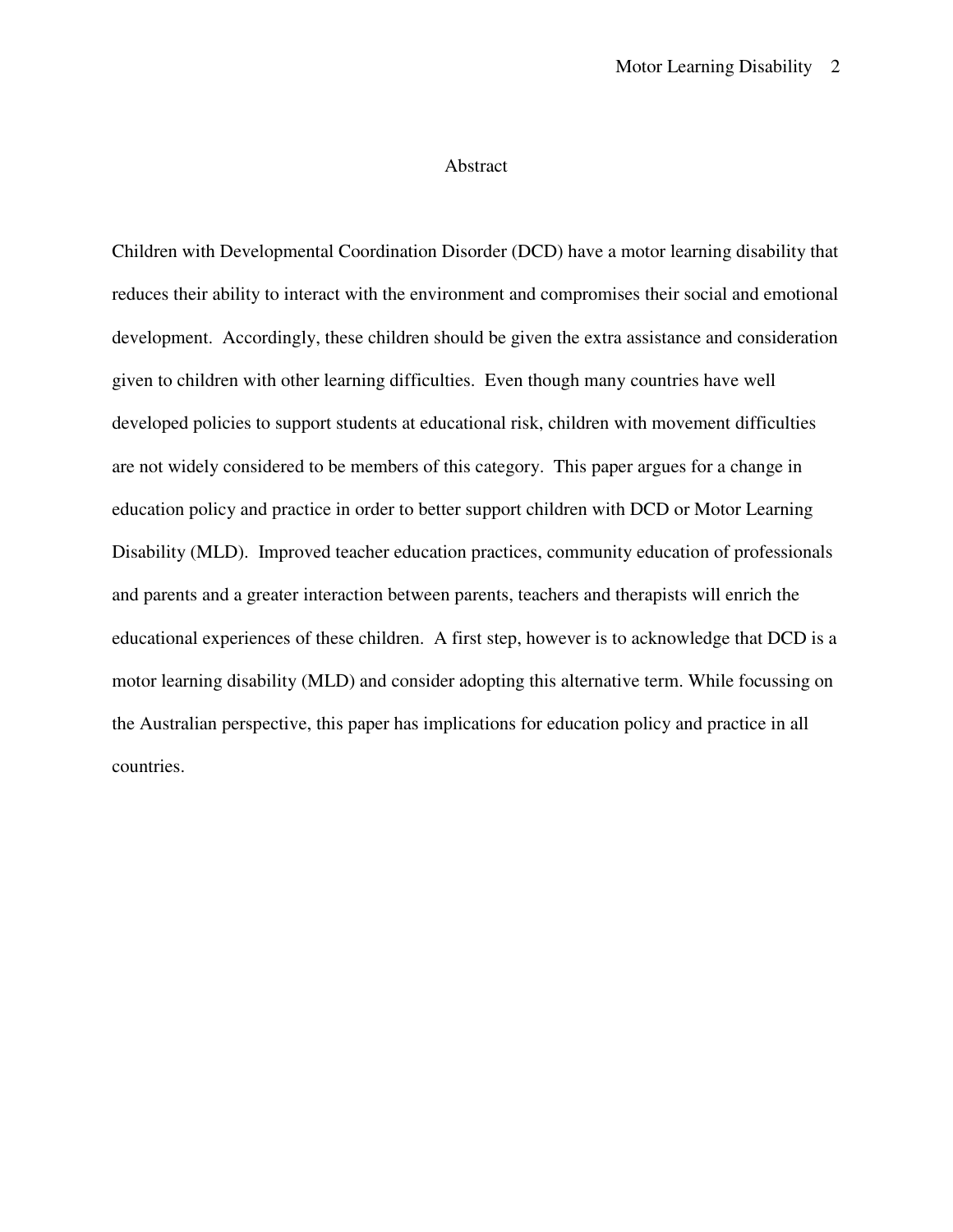# Abstract

Children with Developmental Coordination Disorder (DCD) have a motor learning disability that reduces their ability to interact with the environment and compromises their social and emotional development. Accordingly, these children should be given the extra assistance and consideration given to children with other learning difficulties. Even though many countries have well developed policies to support students at educational risk, children with movement difficulties are not widely considered to be members of this category. This paper argues for a change in education policy and practice in order to better support children with DCD or Motor Learning Disability (MLD). Improved teacher education practices, community education of professionals and parents and a greater interaction between parents, teachers and therapists will enrich the educational experiences of these children. A first step, however is to acknowledge that DCD is a motor learning disability (MLD) and consider adopting this alternative term. While focussing on the Australian perspective, this paper has implications for education policy and practice in all countries.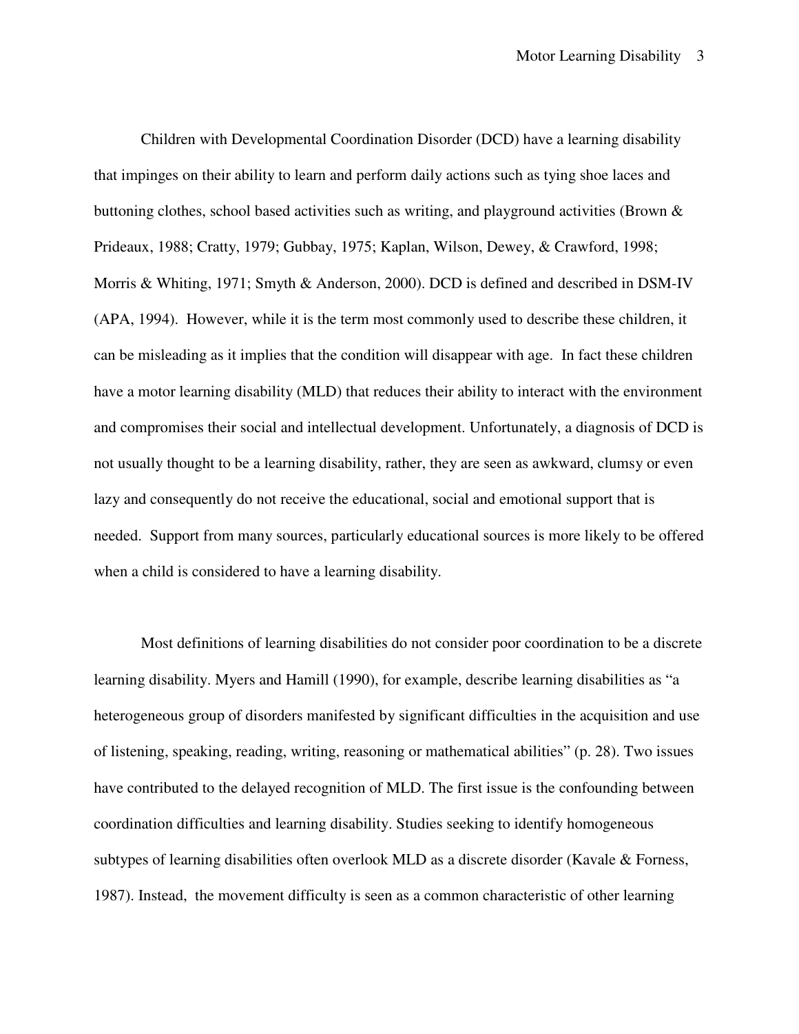Children with Developmental Coordination Disorder (DCD) have a learning disability that impinges on their ability to learn and perform daily actions such as tying shoe laces and buttoning clothes, school based activities such as writing, and playground activities (Brown & Prideaux, 1988; Cratty, 1979; Gubbay, 1975; Kaplan, Wilson, Dewey, & Crawford, 1998; Morris & Whiting, 1971; Smyth & Anderson, 2000). DCD is defined and described in DSM-IV (APA, 1994). However, while it is the term most commonly used to describe these children, it can be misleading as it implies that the condition will disappear with age. In fact these children have a motor learning disability (MLD) that reduces their ability to interact with the environment and compromises their social and intellectual development. Unfortunately, a diagnosis of DCD is not usually thought to be a learning disability, rather, they are seen as awkward, clumsy or even lazy and consequently do not receive the educational, social and emotional support that is needed. Support from many sources, particularly educational sources is more likely to be offered when a child is considered to have a learning disability.

Most definitions of learning disabilities do not consider poor coordination to be a discrete learning disability. Myers and Hamill (1990), for example, describe learning disabilities as "a heterogeneous group of disorders manifested by significant difficulties in the acquisition and use of listening, speaking, reading, writing, reasoning or mathematical abilities" (p. 28). Two issues have contributed to the delayed recognition of MLD. The first issue is the confounding between coordination difficulties and learning disability. Studies seeking to identify homogeneous subtypes of learning disabilities often overlook MLD as a discrete disorder (Kavale & Forness, 1987). Instead, the movement difficulty is seen as a common characteristic of other learning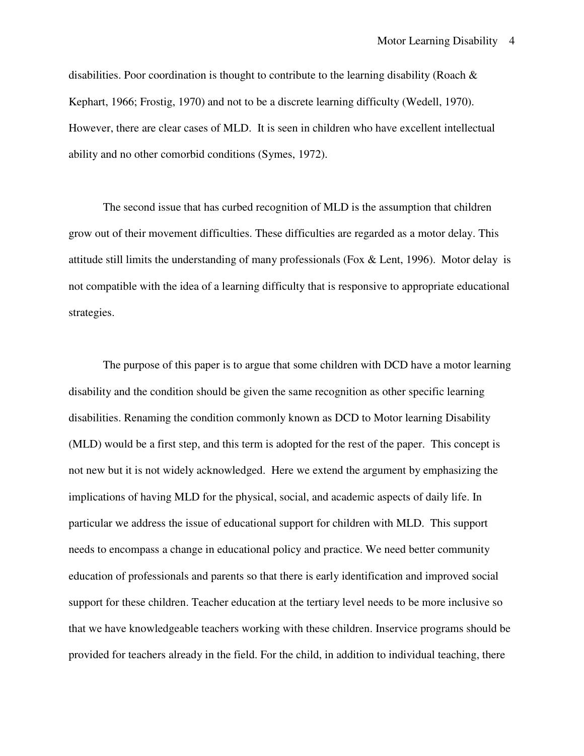disabilities. Poor coordination is thought to contribute to the learning disability (Roach & Kephart, 1966; Frostig, 1970) and not to be a discrete learning difficulty (Wedell, 1970). However, there are clear cases of MLD. It is seen in children who have excellent intellectual ability and no other comorbid conditions (Symes, 1972).

The second issue that has curbed recognition of MLD is the assumption that children grow out of their movement difficulties. These difficulties are regarded as a motor delay. This attitude still limits the understanding of many professionals (Fox & Lent, 1996). Motor delay is not compatible with the idea of a learning difficulty that is responsive to appropriate educational strategies.

The purpose of this paper is to argue that some children with DCD have a motor learning disability and the condition should be given the same recognition as other specific learning disabilities. Renaming the condition commonly known as DCD to Motor learning Disability (MLD) would be a first step, and this term is adopted for the rest of the paper. This concept is not new but it is not widely acknowledged. Here we extend the argument by emphasizing the implications of having MLD for the physical, social, and academic aspects of daily life. In particular we address the issue of educational support for children with MLD. This support needs to encompass a change in educational policy and practice. We need better community education of professionals and parents so that there is early identification and improved social support for these children. Teacher education at the tertiary level needs to be more inclusive so that we have knowledgeable teachers working with these children. Inservice programs should be provided for teachers already in the field. For the child, in addition to individual teaching, there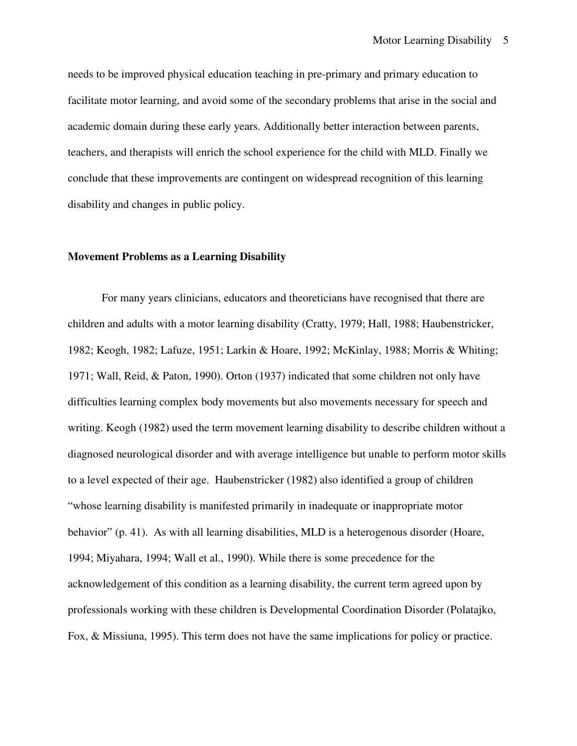needs to be improved physical education teaching in pre-primary and primary education to facilitate motor learning, and avoid some of the secondary problems that arise in the social and academic domain during these early years. Additionally better interaction between parents, teachers, and therapists will enrich the school experience for the child with MLD. Finally we conclude that these improvements are contingent on widespread recognition of this learning disability and changes in public policy.

**Movement Problems as a Learning Disability**

For many years clinicians, educators and theoreticians have recognised that there are children and adults with a motor learning disability (Cratty, 1979; Hall, 1988; Haubenstricker, 1982; Keogh, 1982; Lafuze, 1951; Larkin & Hoare, 1992; McKinlay, 1988; Morris & Whiting; 1971; Wall, Reid, & Paton, 1990). Orton (1937) indicated that some children not only have difficulties learning complex body movements but also movements necessary for speech and writing. Keogh (1982) used the term movement learning disability to describe children without a diagnosed neurological disorder and with average intelligence but unable to perform motor skills to a level expected of their age. Haubenstricker (1982) also identified a group of children "whose learning disability is manifested primarily in inadequate or inappropriate motor behavior" (p. 41). As with all learning disabilities, MLD is a heterogenous disorder (Hoare, 1994; Miyahara, 1994; Wall et al., 1990). While there is some precedence for the acknowledgement of this condition as a learning disability, the current term agreed upon by professionals working with these children is Developmental Coordination Disorder (Polatajko, Fox, & Missiuna, 1995). This term does not have the same implications for policy or practice.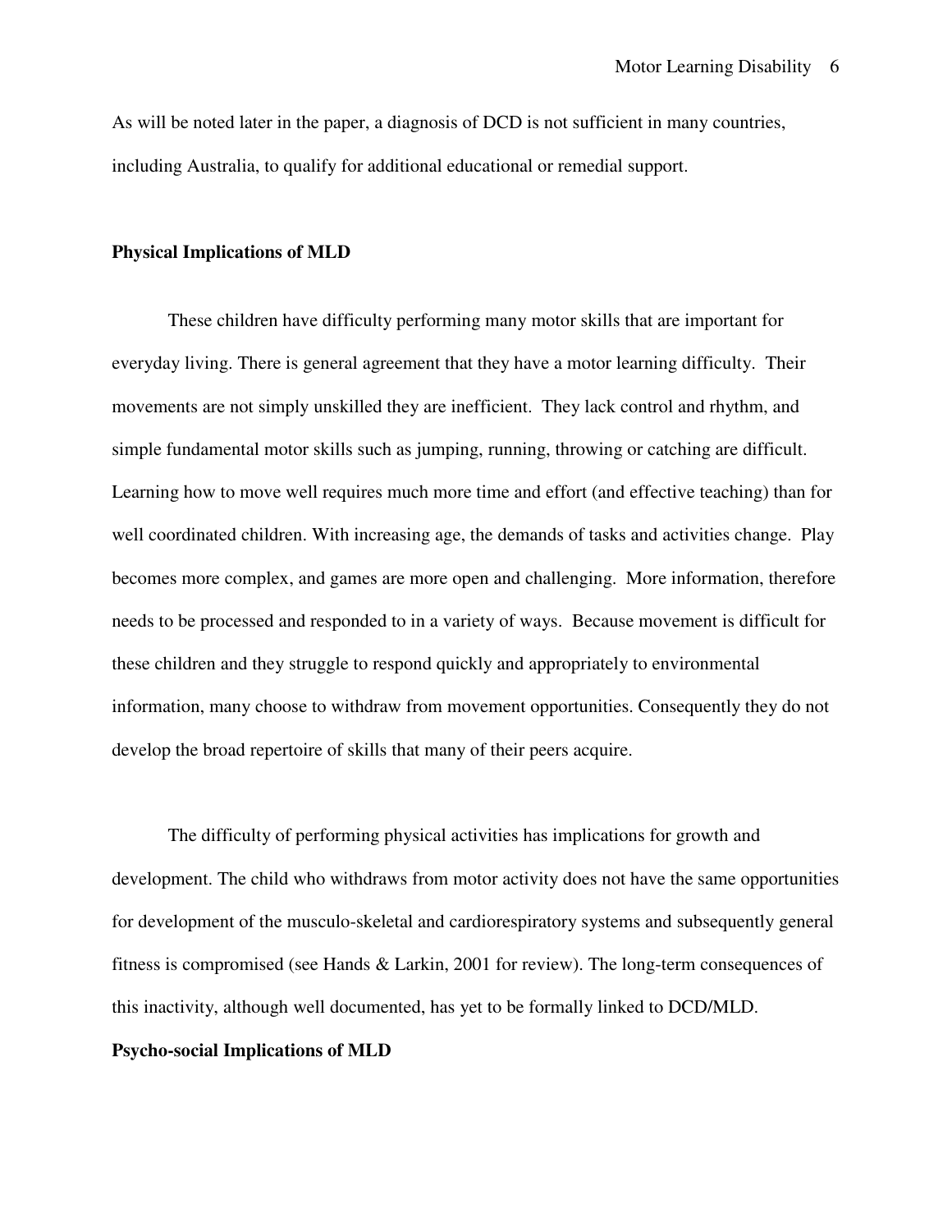As will be noted later in the paper, a diagnosis of DCD is not sufficient in many countries, including Australia, to qualify for additional educational or remedial support.

**Physical Implications of MLD**

These children have difficulty performing many motor skills that are important for everyday living. There is general agreement that they have a motor learning difficulty. Their movements are not simply unskilled they are inefficient. They lack control and rhythm, and simple fundamental motor skills such as jumping, running, throwing or catching are difficult. Learning how to move well requires much more time and effort (and effective teaching) than for well coordinated children. With increasing age, the demands of tasks and activities change. Play becomes more complex, and games are more open and challenging. More information, therefore needs to be processed and responded to in a variety of ways. Because movement is difficult for these children and they struggle to respond quickly and appropriately to environmental information, many choose to withdraw from movement opportunities. Consequently they do not develop the broad repertoire of skills that many of their peers acquire.

The difficulty of performing physical activities has implications for growth and development. The child who withdraws from motor activity does not have the same opportunities for development of the musculo-skeletal and cardiorespiratory systems and subsequently general fitness is compromised (see Hands & Larkin, 2001 for review). The long-term consequences of this inactivity, although well documented, has yet to be formally linked to DCD/MLD.

**Psycho-social Implications of MLD**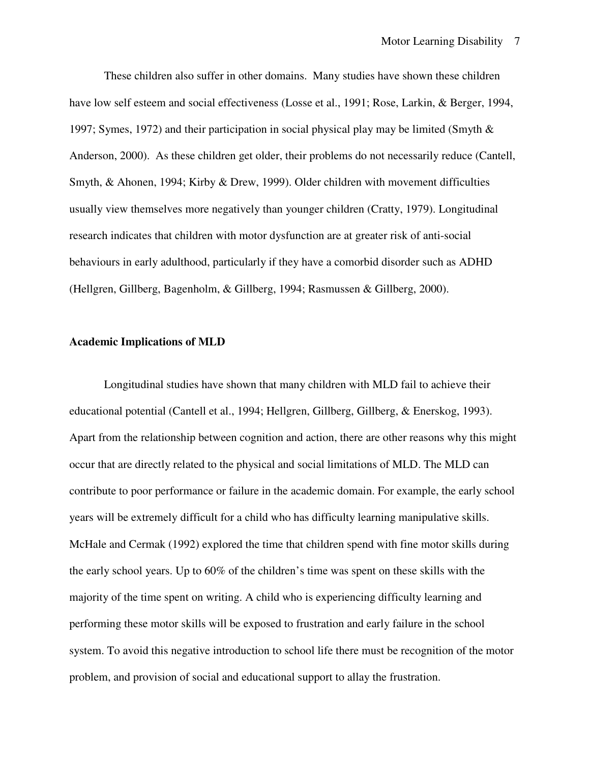These children also suffer in other domains. Many studies have shown these children have low self esteem and social effectiveness (Losse et al., 1991; Rose, Larkin, & Berger, 1994, 1997; Symes, 1972) and their participation in social physical play may be limited (Smyth & Anderson, 2000). As these children get older, their problems do not necessarily reduce (Cantell, Smyth, & Ahonen, 1994; Kirby & Drew, 1999). Older children with movement difficulties usually view themselves more negatively than younger children (Cratty, 1979). Longitudinal research indicates that children with motor dysfunction are at greater risk of anti-social behaviours in early adulthood, particularly if they have a comorbid disorder such as ADHD (Hellgren, Gillberg, Bagenholm, & Gillberg, 1994; Rasmussen & Gillberg, 2000).

**Academic Implications of MLD**

Longitudinal studies have shown that many children with MLD fail to achieve their educational potential (Cantell et al., 1994; Hellgren, Gillberg, Gillberg, & Enerskog, 1993). Apart from the relationship between cognition and action, there are other reasons why this might occur that are directly related to the physical and social limitations of MLD. The MLD can contribute to poor performance or failure in the academic domain. For example, the early school years will be extremely difficult for a child who has difficulty learning manipulative skills. McHale and Cermak (1992) explored the time that children spend with fine motor skills during the early school years. Up to 60% of the children's time was spent on these skills with the majority of the time spent on writing. A child who is experiencing difficulty learning and performing these motor skills will be exposed to frustration and early failure in the school system. To avoid this negative introduction to school life there must be recognition of the motor problem, and provision of social and educational support to allay the frustration.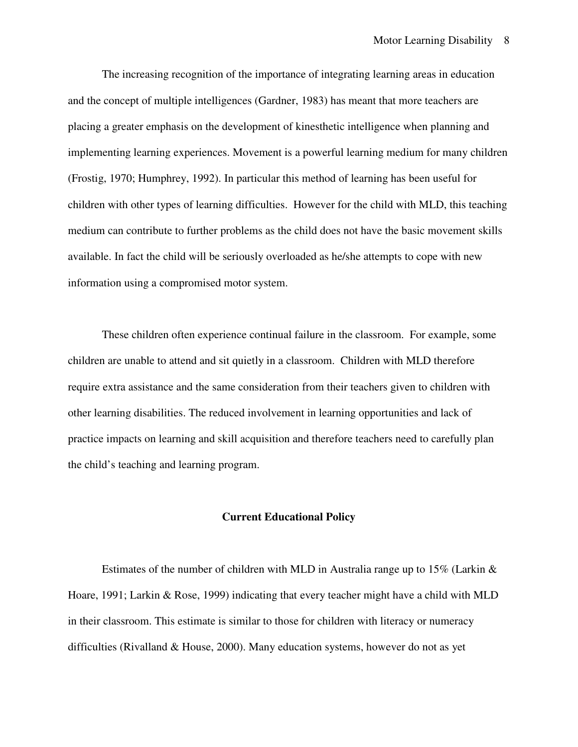The increasing recognition of the importance of integrating learning areas in education and the concept of multiple intelligences (Gardner, 1983) has meant that more teachers are placing a greater emphasis on the development of kinesthetic intelligence when planning and implementing learning experiences. Movement is a powerful learning medium for many children (Frostig, 1970; Humphrey, 1992). In particular this method of learning has been useful for children with other types of learning difficulties. However for the child with MLD, this teaching medium can contribute to further problems as the child does not have the basic movement skills available. In fact the child will be seriously overloaded as he/she attempts to cope with new information using a compromised motor system.

These children often experience continual failure in the classroom. For example, some children are unable to attend and sit quietly in a classroom. Children with MLD therefore require extra assistance and the same consideration from their teachers given to children with other learning disabilities. The reduced involvement in learning opportunities and lack of practice impacts on learning and skill acquisition and therefore teachers need to carefully plan the child's teaching and learning program.

## Current Educational Policy

Estimates of the number of children with MLD in Australia range up to 15% (Larkin & Hoare, 1991; Larkin & Rose, 1999) indicating that every teacher might have a child with MLD in their classroom. This estimate is similar to those for children with literacy or numeracy difficulties (Rivalland & House, 2000). Many education systems, however do not as yet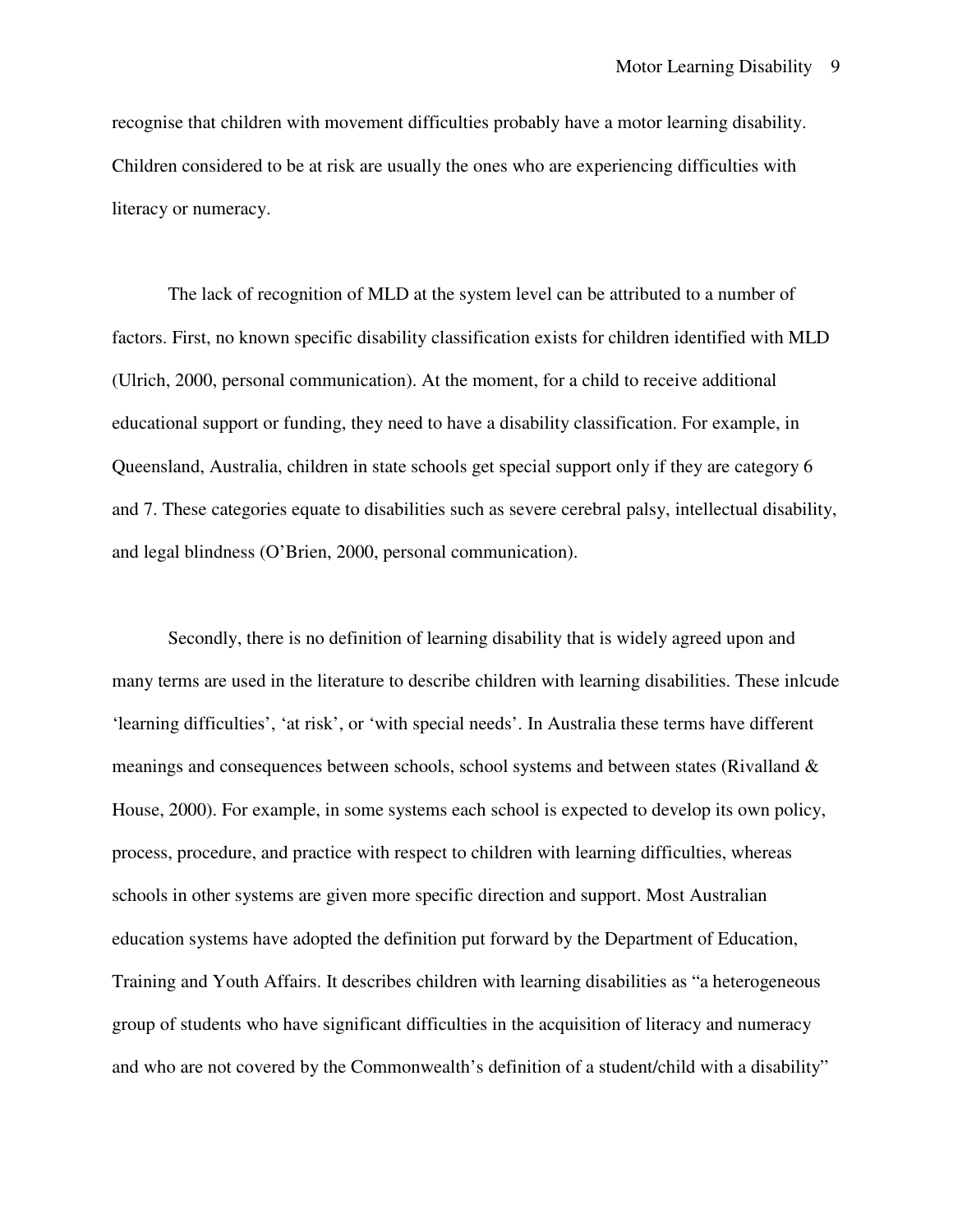recognise that children with movement difficulties probably have a motor learning disability. Children considered to be at risk are usually the ones who are experiencing difficulties with literacy or numeracy.

The lack of recognition of MLD at the system level can be attributed to a number of factors. First, no known specific disability classification exists for children identified with MLD (Ulrich, 2000, personal communication). At the moment, for a child to receive additional educational support or funding, they need to have a disability classification. For example, in Queensland, Australia, children in state schools get special support only if they are category 6 and 7. These categories equate to disabilities such as severe cerebral palsy, intellectual disability, and legal blindness (O'Brien, 2000, personal communication).

Secondly, there is no definition of learning disability that is widely agreed upon and many terms are used in the literature to describe children with learning disabilities. These inlcude 'learning difficulties', 'at risk', or 'with special needs'. In Australia these terms have different meanings and consequences between schools, school systems and between states (Rivalland & House, 2000). For example, in some systems each school is expected to develop its own policy, process, procedure, and practice with respect to children with learning difficulties, whereas schools in other systems are given more specific direction and support. Most Australian education systems have adopted the definition put forward by the Department of Education, Training and Youth Affairs. It describes children with learning disabilities as "a heterogeneous group of students who have significant difficulties in the acquisition of literacy and numeracy and who are not covered by the Commonwealth's definition of a student/child with a disability"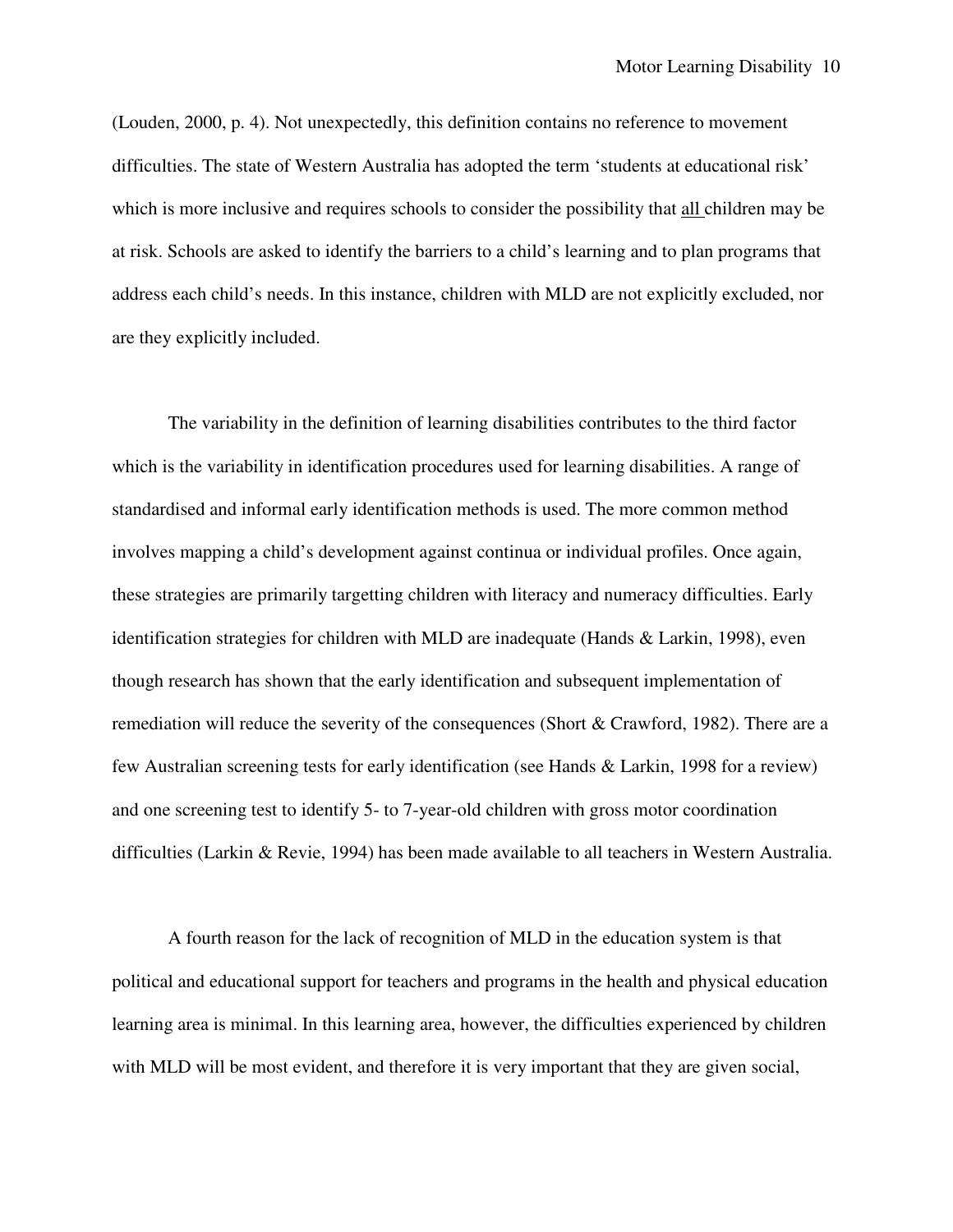(Louden, 2000, p. 4). Not unexpectedly, this definition contains no reference to movement difficulties. The state of Western Australia has adopted the term 'students at educational risk' which is more inclusive and requires schools to consider the possibility that <u>all</u> children may be at risk. Schools are asked to identify the barriers to a child's learning and to plan programs that address each child's needs. In this instance, children with MLD are not explicitly excluded, nor are they explicitly included.

The variability in the definition of learning disabilities contributes to the third factor which is the variability in identification procedures used for learning disabilities. A range of standardised and informal early identification methods is used. The more common method involves mapping a child's development against continua or individual profiles. Once again, these strategies are primarily targetting children with literacy and numeracy difficulties. Early identification strategies for children with MLD are inadequate (Hands & Larkin, 1998), even though research has shown that the early identification and subsequent implementation of remediation will reduce the severity of the consequences (Short & Crawford, 1982). There are a few Australian screening tests for early identification (see Hands & Larkin, 1998 for a review) and one screening test to identify 5- to 7-year-old children with gross motor coordination difficulties (Larkin & Revie, 1994) has been made available to all teachers in Western Australia.

A fourth reason for the lack of recognition of MLD in the education system is that political and educational support for teachers and programs in the health and physical education learning area is minimal. In this learning area, however, the difficulties experienced by children with MLD will be most evident, and therefore it is very important that they are given social,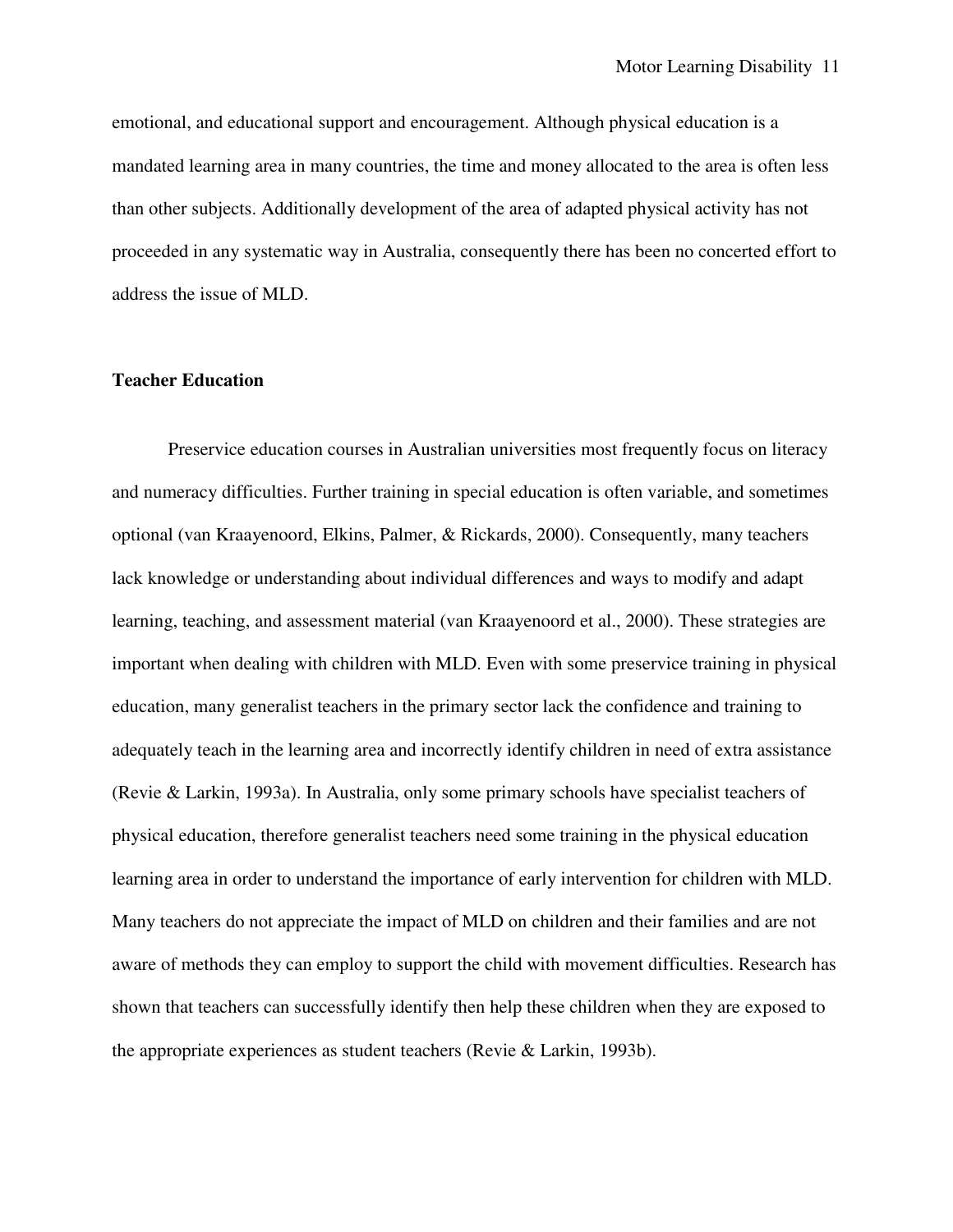emotional, and educational support and encouragement. Although physical education is a mandated learning area in many countries, the time and money allocated to the area is often less than other subjects. Additionally development of the area of adapted physical activity has not proceeded in any systematic way in Australia, consequently there has been no concerted effort to address the issue of MLD.

## Teacher Education

Preservice education courses in Australian universities most frequently focus on literacy and numeracy difficulties. Further training in special education is often variable, and sometimes optional (van Kraayenoord, Elkins, Palmer, & Rickards, 2000). Consequently, many teachers lack knowledge or understanding about individual differences and ways to modify and adapt learning, teaching, and assessment material (van Kraayenoord et al., 2000). These strategies are important when dealing with children with MLD. Even with some preservice training in physical education, many generalist teachers in the primary sector lack the confidence and training to adequately teach in the learning area and incorrectly identify children in need of extra assistance (Revie & Larkin, 1993a). In Australia, only some primary schools have specialist teachers of physical education, therefore generalist teachers need some training in the physical education learning area in order to understand the importance of early intervention for children with MLD. Many teachers do not appreciate the impact of MLD on children and their families and are not aware of methods they can employ to support the child with movement difficulties. Research has shown that teachers can successfully identify then help these children when they are exposed to the appropriate experiences as student teachers (Revie & Larkin, 1993b).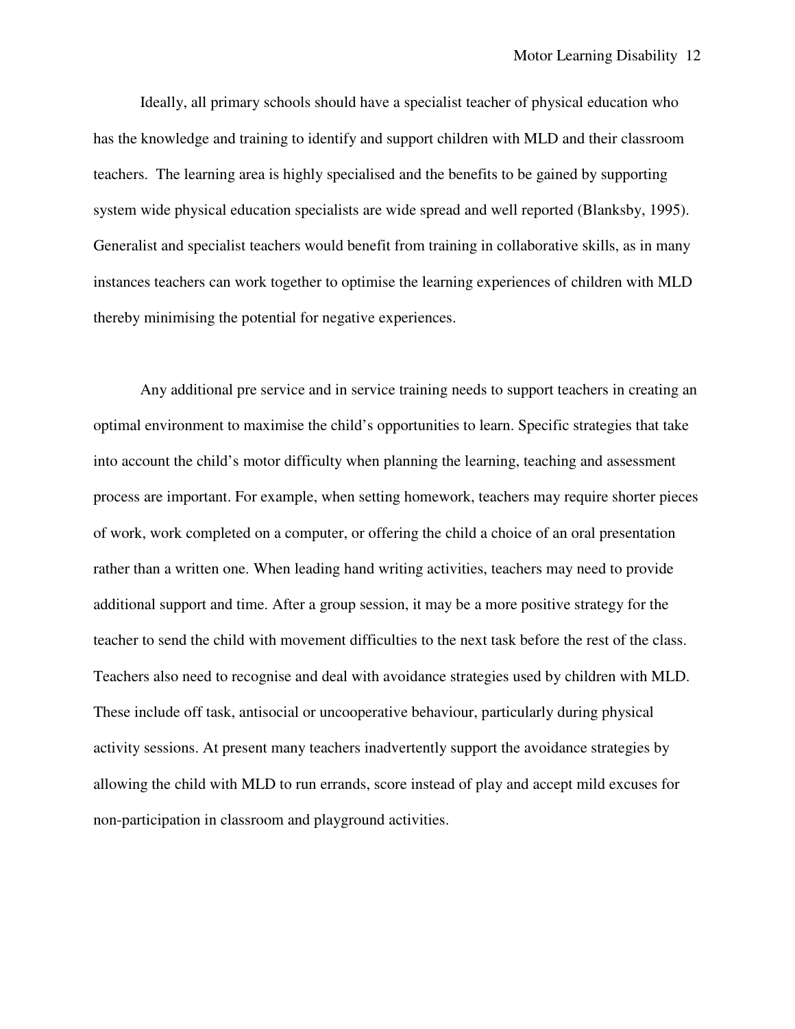Ideally, all primary schools should have a specialist teacher of physical education who has the knowledge and training to identify and support children with MLD and their classroom teachers. The learning area is highly specialised and the benefits to be gained by supporting system wide physical education specialists are wide spread and well reported (Blanksby, 1995). Generalist and specialist teachers would benefit from training in collaborative skills, as in many instances teachers can work together to optimise the learning experiences of children with MLD thereby minimising the potential for negative experiences.

Any additional pre service and in service training needs to support teachers in creating an optimal environment to maximise the child's opportunities to learn. Specific strategies that take into account the child's motor difficulty when planning the learning, teaching and assessment process are important. For example, when setting homework, teachers may require shorter pieces of work, work completed on a computer, or offering the child a choice of an oral presentation rather than a written one. When leading hand writing activities, teachers may need to provide additional support and time. After a group session, it may be a more positive strategy for the teacher to send the child with movement difficulties to the next task before the rest of the class. Teachers also need to recognise and deal with avoidance strategies used by children with MLD. These include off task, antisocial or uncooperative behaviour, particularly during physical activity sessions. At present many teachers inadvertently support the avoidance strategies by allowing the child with MLD to run errands, score instead of play and accept mild excuses for non-participation in classroom and playground activities.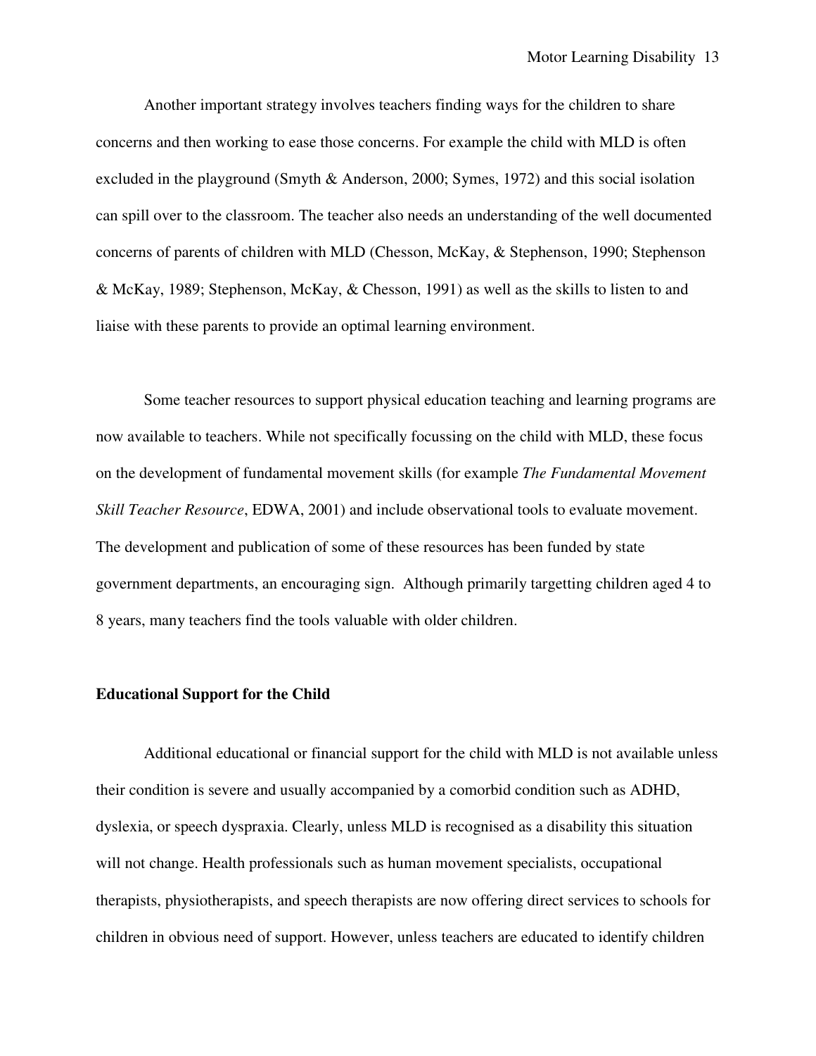Another important strategy involves teachers finding ways for the children to share concerns and then working to ease those concerns. For example the child with MLD is often excluded in the playground (Smyth & Anderson, 2000; Symes, 1972) and this social isolation can spill over to the classroom. The teacher also needs an understanding of the well documented concerns of parents of children with MLD (Chesson, McKay, & Stephenson, 1990; Stephenson & McKay, 1989; Stephenson, McKay, & Chesson, 1991) as well as the skills to listen to and liaise with these parents to provide an optimal learning environment.

Some teacher resources to support physical education teaching and learning programs are now available to teachers. While not specifically focussing on the child with MLD, these focus on the development of fundamental movement skills (for example *The Fundamental Movement Skill Teacher Resource*, EDWA, 2001) and include observational tools to evaluate movement. The development and publication of some of these resources has been funded by state government departments, an encouraging sign. Although primarily targetting children aged 4 to 8 years, many teachers find the tools valuable with older children.

**Educational Support for the Child**

Additional educational or financial support for the child with MLD is not available unless their condition is severe and usually accompanied by a comorbid condition such as ADHD, dyslexia, or speech dyspraxia. Clearly, unless MLD is recognised as a disability this situation will not change. Health professionals such as human movement specialists, occupational therapists, physiotherapists, and speech therapists are now offering direct services to schools for children in obvious need of support. However, unless teachers are educated to identify children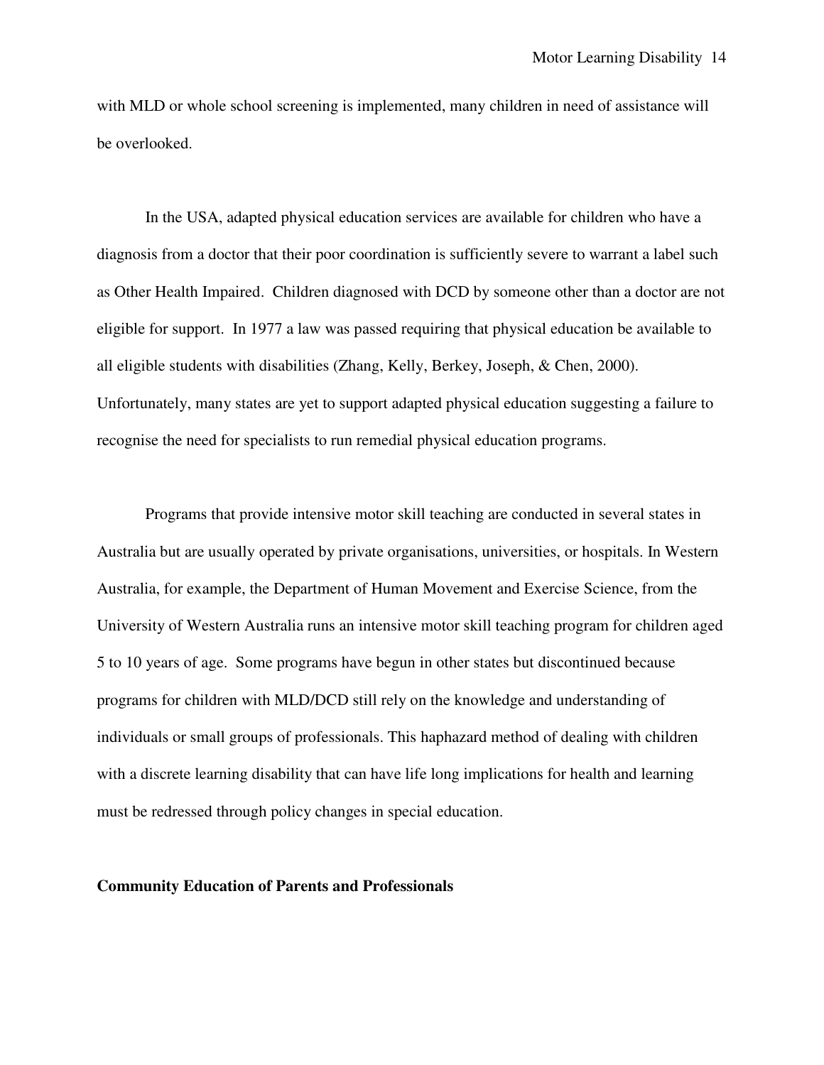with MLD or whole school screening is implemented, many children in need of assistance will be overlooked.

In the USA, adapted physical education services are available for children who have a diagnosis from a doctor that their poor coordination is sufficiently severe to warrant a label such as Other Health Impaired. Children diagnosed with DCD by someone other than a doctor are not eligible for support. In 1977 a law was passed requiring that physical education be available to all eligible students with disabilities (Zhang, Kelly, Berkey, Joseph, & Chen, 2000). Unfortunately, many states are yet to support adapted physical education suggesting a failure to recognise the need for specialists to run remedial physical education programs.

Programs that provide intensive motor skill teaching are conducted in several states in Australia but are usually operated by private organisations, universities, or hospitals. In Western Australia, for example, the Department of Human Movement and Exercise Science, from the University of Western Australia runs an intensive motor skill teaching program for children aged 5 to 10 years of age. Some programs have begun in other states but discontinued because programs for children with MLD/DCD still rely on the knowledge and understanding of individuals or small groups of professionals. This haphazard method of dealing with children with a discrete learning disability that can have life long implications for health and learning must be redressed through policy changes in special education.

**Community Education of Parents and Professionals**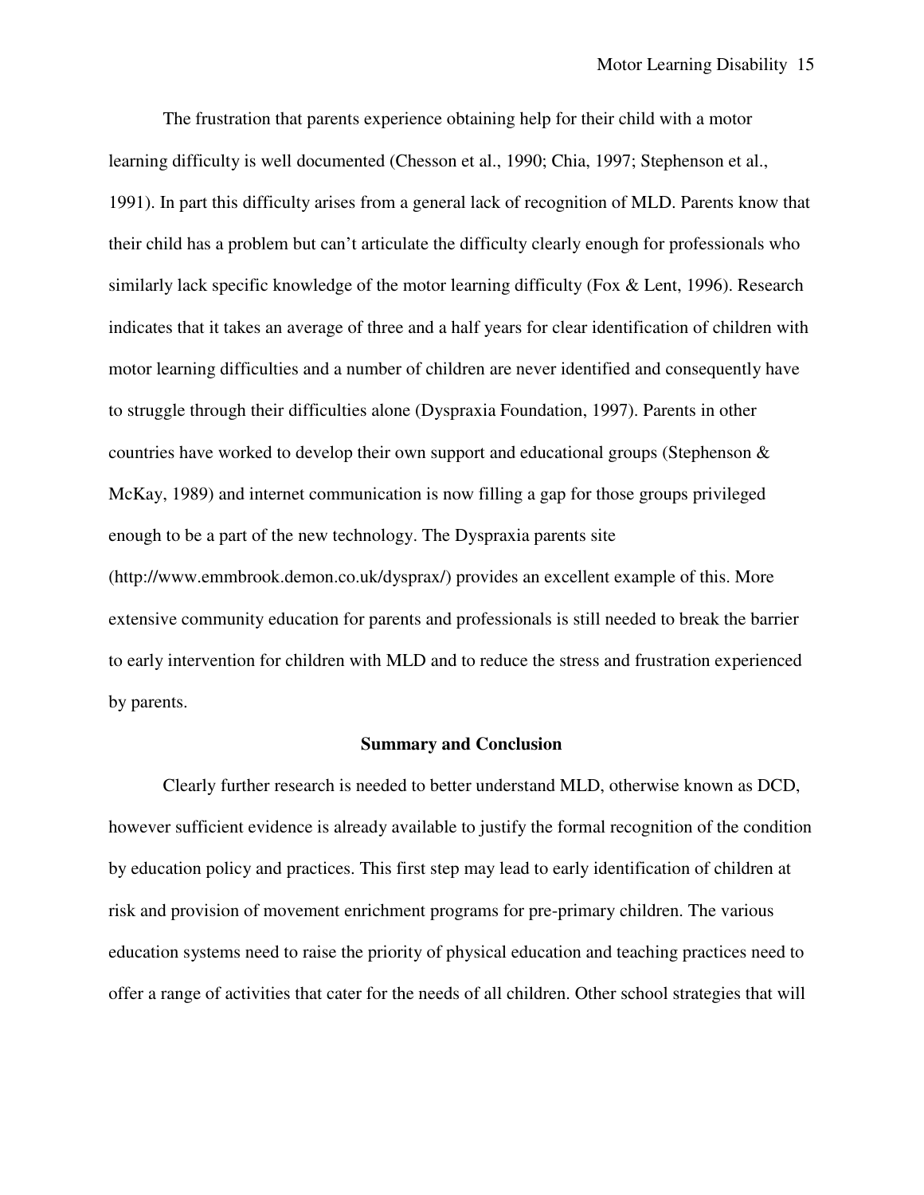The frustration that parents experience obtaining help for their child with a motor learning difficulty is well documented (Chesson et al., 1990; Chia, 1997; Stephenson et al., 1991). In part this difficulty arises from a general lack of recognition of MLD. Parents know that their child has a problem but can't articulate the difficulty clearly enough for professionals who similarly lack specific knowledge of the motor learning difficulty (Fox & Lent, 1996). Research indicates that it takes an average of three and a half years for clear identification of children with motor learning difficulties and a number of children are never identified and consequently have to struggle through their difficulties alone (Dyspraxia Foundation, 1997). Parents in other countries have worked to develop their own support and educational groups (Stephenson & McKay, 1989) and internet communication is now filling a gap for those groups privileged enough to be a part of the new technology. The Dyspraxia parents site (http://www.emmbrook.demon.co.uk/dysprax/) provides an excellent example of this. More extensive community education for parents and professionals is still needed to break the barrier to early intervention for children with MLD and to reduce the stress and frustration experienced by parents.

## Summary and Conclusion

Clearly further research is needed to better understand MLD, otherwise known as DCD, however sufficient evidence is already available to justify the formal recognition of the condition by education policy and practices. This first step may lead to early identification of children at risk and provision of movement enrichment programs for pre-primary children. The various education systems need to raise the priority of physical education and teaching practices need to offer a range of activities that cater for the needs of all children. Other school strategies that will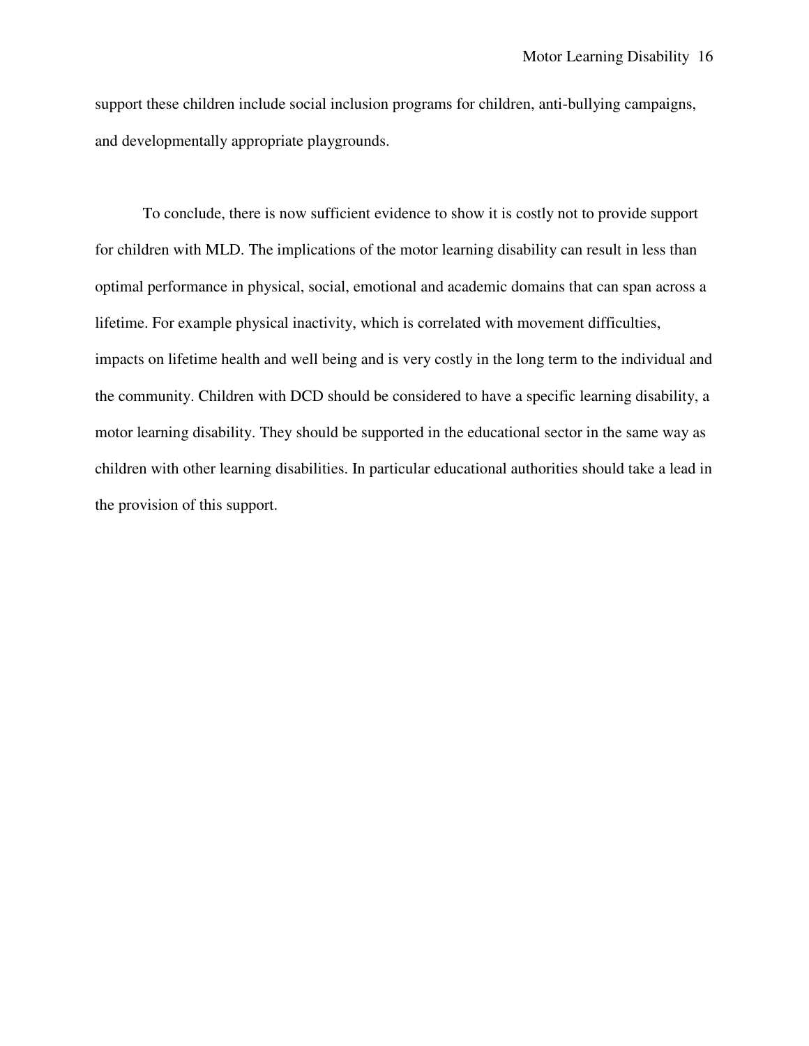support these children include social inclusion programs for children, anti-bullying campaigns, and developmentally appropriate playgrounds.

To conclude, there is now sufficient evidence to show it is costly not to provide support for children with MLD. The implications of the motor learning disability can result in less than optimal performance in physical, social, emotional and academic domains that can span across a lifetime. For example physical inactivity, which is correlated with movement difficulties, impacts on lifetime health and well being and is very costly in the long term to the individual and the community. Children with DCD should be considered to have a specific learning disability, a motor learning disability. They should be supported in the educational sector in the same way as children with other learning disabilities. In particular educational authorities should take a lead in the provision of this support.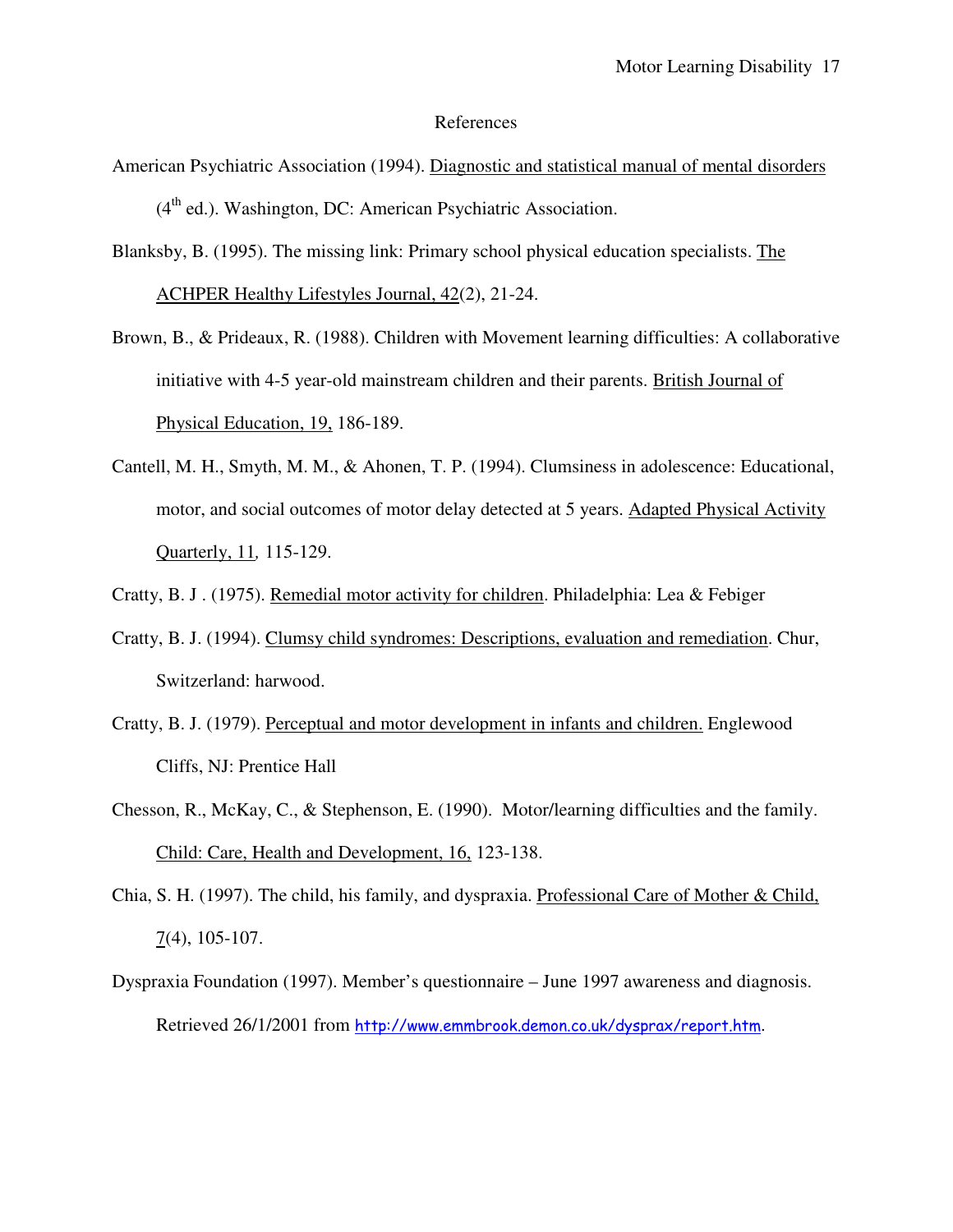# References

American Psychiatric Association (1994). Diagnostic and statistical manual of mental disorders (4th ed.). Washington, DC: American Psychiatric Association.

Blanksby, B. (1995). The missing link: Primary school physical education specialists. The ACHPER Healthy Lifestyles Journal, 42(2), 21-24.

Brown, B., & Prideaux, R. (1988). Children with Movement learning difficulties: A collaborative initiative with 4-5 year-old mainstream children and their parents. British Journal of Physical Education, 19, 186-189.

Cantell, M. H., Smyth, M. M., & Ahonen, T. P. (1994). Clumsiness in adolescence: Educational, motor, and social outcomes of motor delay detected at 5 years. Adapted Physical Activity Quarterly, 11, 115-129.

Cratty, B. J . (1975). Remedial motor activity for children. Philadelphia: Lea & Febiger

Cratty, B. J. (1994). Clumsy child syndromes: Descriptions, evaluation and remediation. Chur, Switzerland: harwood.

Cratty, B. J. (1979). Perceptual and motor development in infants and children. Englewood Cliffs, NJ: Prentice Hall

Chesson, R., McKay, C., & Stephenson, E. (1990). Motor/learning difficulties and the family. Child: Care, Health and Development, 16, 123-138.

Chia, S. H. (1997). The child, his family, and dyspraxia. Professional Care of Mother & Child, 7(4), 105-107.

Dyspraxia Foundation (1997). Member's questionnaire – June 1997 awareness and diagnosis. Retrieved 26/1/2001 from http://www.emmbrook.demon.co.uk/dysprax/report.htm.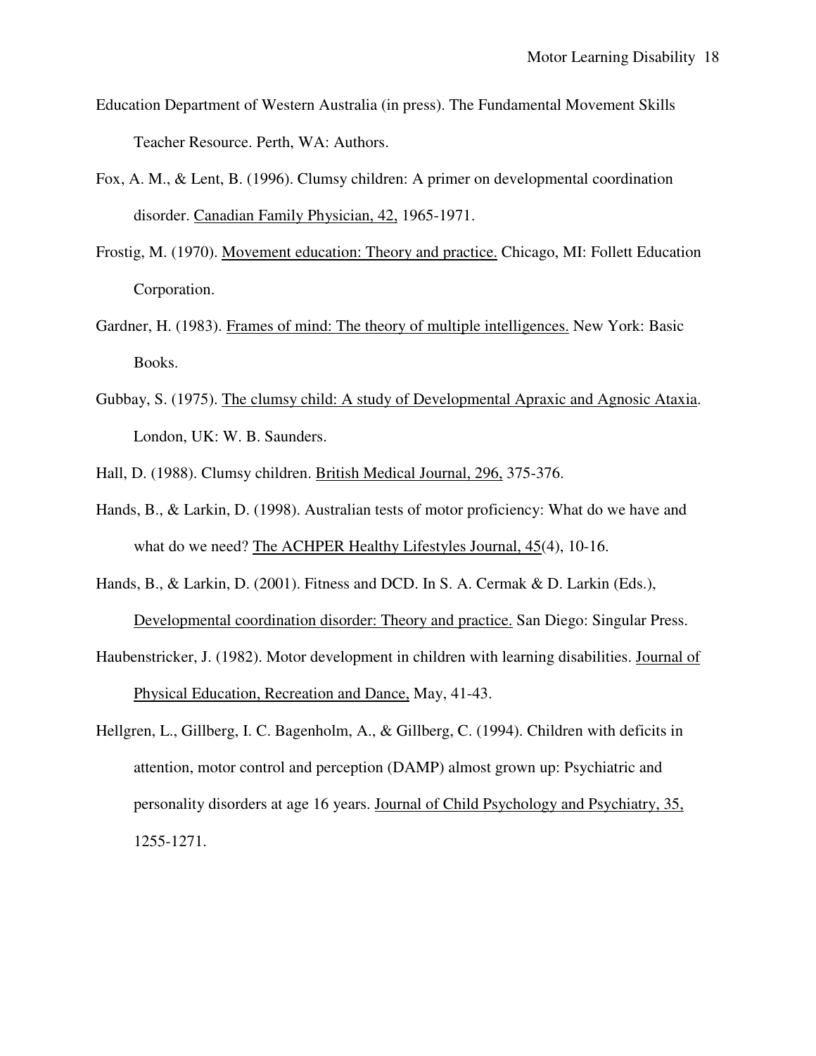Education Department of Western Australia (in press). The Fundamental Movement Skills Teacher Resource. Perth, WA: Authors.

Fox, A. M., & Lent, B. (1996). Clumsy children: A primer on developmental coordination disorder. Canadian Family Physician, 42, 1965-1971.

Frostig, M. (1970). Movement education: Theory and practice. Chicago, MI: Follett Education Corporation.

Gardner, H. (1983). Frames of mind: The theory of multiple intelligences. New York: Basic Books.

Gubbay, S. (1975). The clumsy child: A study of Developmental Apraxic and Agnosic Ataxia. London, UK: W. B. Saunders.

Hall, D. (1988). Clumsy children. British Medical Journal, 296, 375-376.

Hands, B., & Larkin, D. (1998). Australian tests of motor proficiency: What do we have and what do we need? The ACHPER Healthy Lifestyles Journal, 45(4), 10-16.

Hands, B., & Larkin, D. (2001). Fitness and DCD. In S. A. Cermak & D. Larkin (Eds.), Developmental coordination disorder: Theory and practice. San Diego: Singular Press.

Haubenstricker, J. (1982). Motor development in children with learning disabilities. Journal of Physical Education, Recreation and Dance, May, 41-43.

Hellgren, L., Gillberg, I. C. Bagenholm, A., & Gillberg, C. (1994). Children with deficits in attention, motor control and perception (DAMP) almost grown up: Psychiatric and personality disorders at age 16 years. Journal of Child Psychology and Psychiatry, 35, 1255-1271.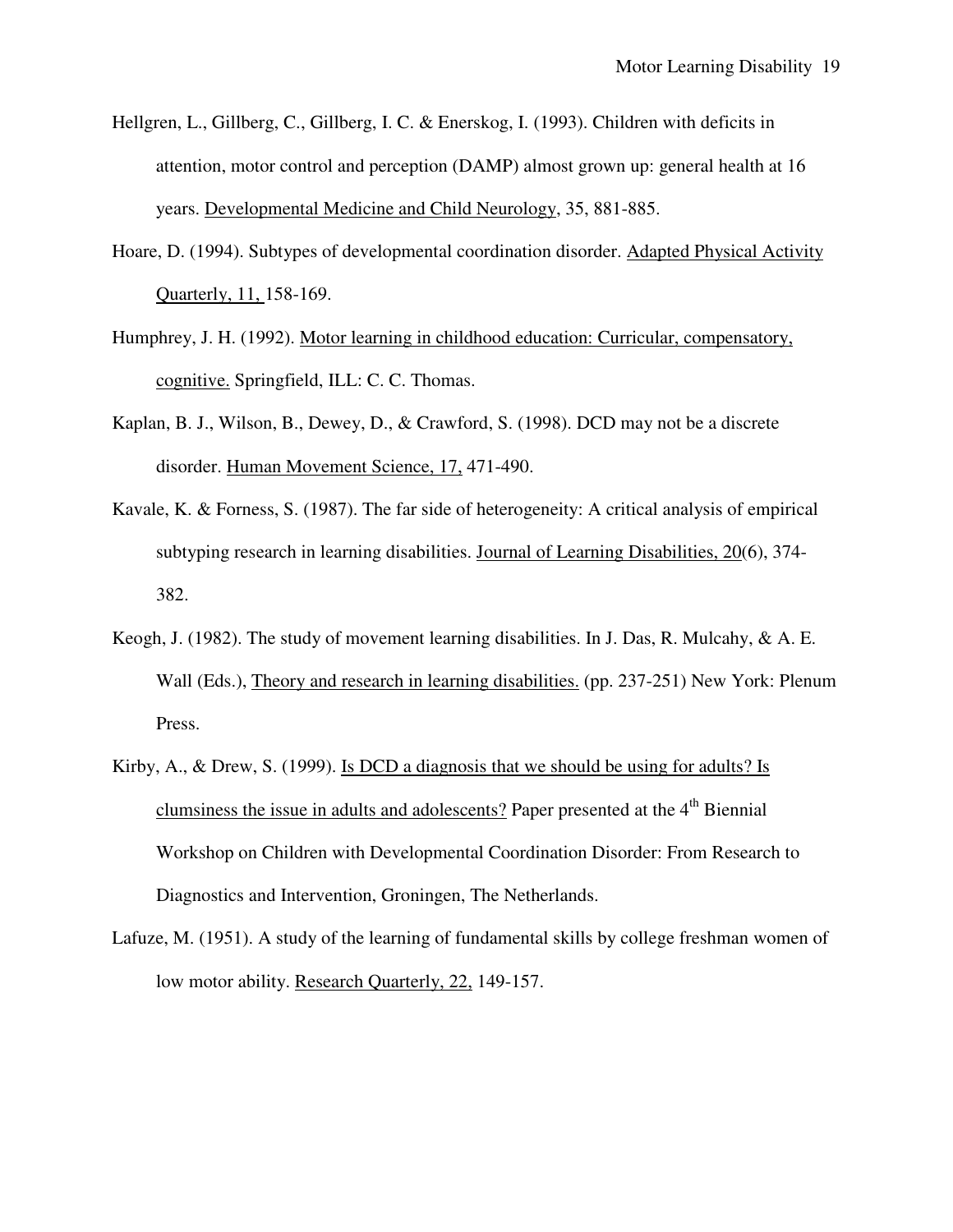Hellgren, L., Gillberg, C., Gillberg, I. C. & Enerskog, I. (1993). Children with deficits in attention, motor control and perception (DAMP) almost grown up: general health at 16 years. Developmental Medicine and Child Neurology, 35, 881-885.

Hoare, D. (1994). Subtypes of developmental coordination disorder. Adapted Physical Activity Quarterly, 11, 158-169.

Humphrey, J. H. (1992). Motor learning in childhood education: Curricular, compensatory, cognitive. Springfield, ILL: C. C. Thomas.

Kaplan, B. J., Wilson, B., Dewey, D., & Crawford, S. (1998). DCD may not be a discrete disorder. Human Movement Science, 17, 471-490.

Kavale, K. & Forness, S. (1987). The far side of heterogeneity: A critical analysis of empirical subtyping research in learning disabilities. Journal of Learning Disabilities, 20(6), 374-382.

Keogh, J. (1982). The study of movement learning disabilities. In J. Das, R. Mulcahy, & A. E. Wall (Eds.), Theory and research in learning disabilities. (pp. 237-251) New York: Plenum Press.

Kirby, A., & Drew, S. (1999). Is DCD a diagnosis that we should be using for adults? Is clumsiness the issue in adults and adolescents? Paper presented at the 4th Biennial Workshop on Children with Developmental Coordination Disorder: From Research to Diagnostics and Intervention, Groningen, The Netherlands.

Lafuze, M. (1951). A study of the learning of fundamental skills by college freshman women of low motor ability. Research Quarterly, 22, 149-157.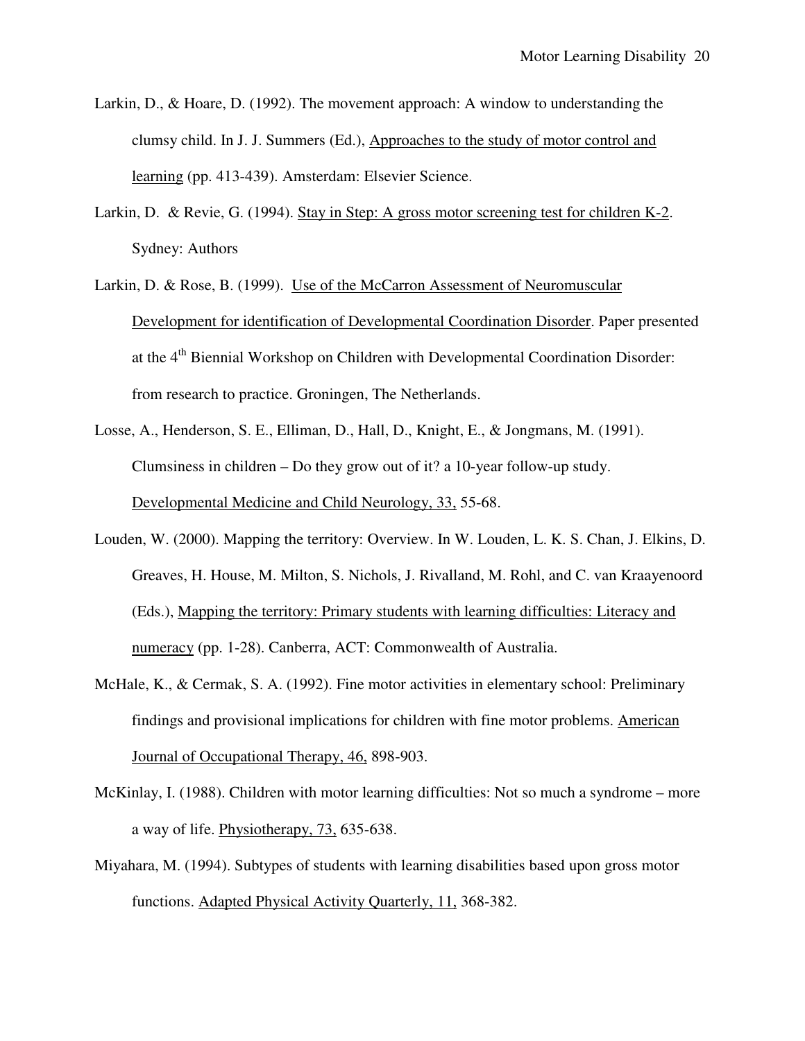Larkin, D., & Hoare, D. (1992). The movement approach: A window to understanding the clumsy child. In J. J. Summers (Ed.), Approaches to the study of motor control and learning (pp. 413-439). Amsterdam: Elsevier Science.

Larkin, D. & Revie, G. (1994). Stay in Step: A gross motor screening test for children K-2. Sydney: Authors

Larkin, D. & Rose, B. (1999). Use of the McCarron Assessment of Neuromuscular Development for identification of Developmental Coordination Disorder. Paper presented at the 4th Biennial Workshop on Children with Developmental Coordination Disorder: from research to practice. Groningen, The Netherlands.

Losse, A., Henderson, S. E., Elliman, D., Hall, D., Knight, E., & Jongmans, M. (1991). Clumsiness in children – Do they grow out of it? a 10-year follow-up study. Developmental Medicine and Child Neurology, 33, 55-68.

Louden, W. (2000). Mapping the territory: Overview. In W. Louden, L. K. S. Chan, J. Elkins, D. Greaves, H. House, M. Milton, S. Nichols, J. Rivalland, M. Rohl, and C. van Kraayenoord (Eds.), Mapping the territory: Primary students with learning difficulties: Literacy and numeracy (pp. 1-28). Canberra, ACT: Commonwealth of Australia.

McHale, K., & Cermak, S. A. (1992). Fine motor activities in elementary school: Preliminary findings and provisional implications for children with fine motor problems. American Journal of Occupational Therapy, 46, 898-903.

McKinlay, I. (1988). Children with motor learning difficulties: Not so much a syndrome – more a way of life. Physiotherapy, 73, 635-638.

Miyahara, M. (1994). Subtypes of students with learning disabilities based upon gross motor functions. Adapted Physical Activity Quarterly, 11, 368-382.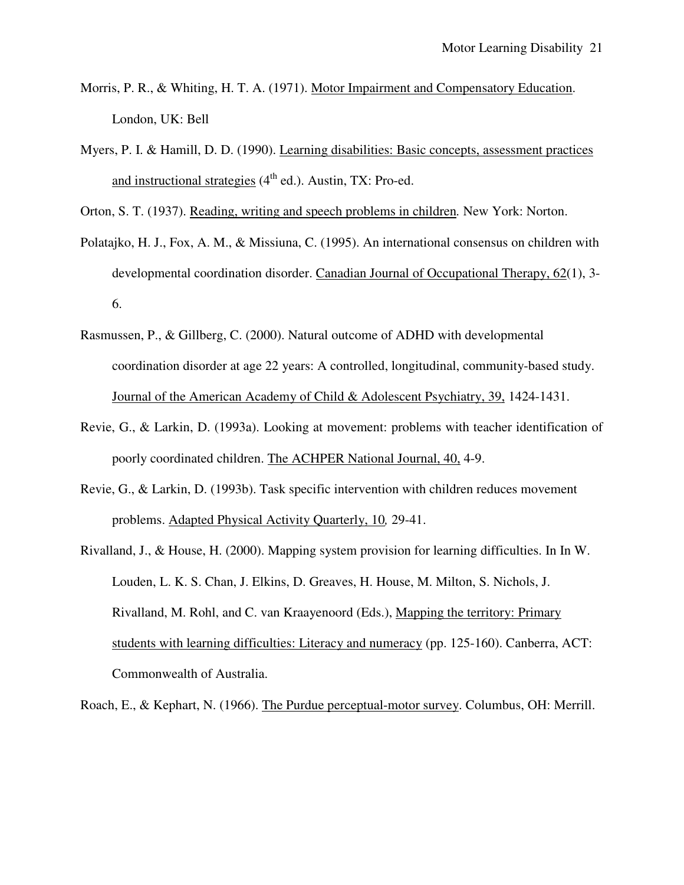Morris, P. R., & Whiting, H. T. A. (1971). Motor Impairment and Compensatory Education. London, UK: Bell

Myers, P. I. & Hamill, D. D. (1990). Learning disabilities: Basic concepts, assessment practices and instructional strategies (4th ed.). Austin, TX: Pro-ed.

Orton, S. T. (1937). Reading, writing and speech problems in children. New York: Norton.

Polatajko, H. J., Fox, A. M., & Missiuna, C. (1995). An international consensus on children with developmental coordination disorder. Canadian Journal of Occupational Therapy, 62(1), 3-6.

Rasmussen, P., & Gillberg, C. (2000). Natural outcome of ADHD with developmental coordination disorder at age 22 years: A controlled, longitudinal, community-based study. Journal of the American Academy of Child & Adolescent Psychiatry, 39, 1424-1431.

Revie, G., & Larkin, D. (1993a). Looking at movement: problems with teacher identification of poorly coordinated children. The ACHPER National Journal, 40, 4-9.

Revie, G., & Larkin, D. (1993b). Task specific intervention with children reduces movement problems. Adapted Physical Activity Quarterly, 10, 29-41.

Rivalland, J., & House, H. (2000). Mapping system provision for learning difficulties. In In W. Louden, L. K. S. Chan, J. Elkins, D. Greaves, H. House, M. Milton, S. Nichols, J. Rivalland, M. Rohl, and C. van Kraayenoord (Eds.), Mapping the territory: Primary students with learning difficulties: Literacy and numeracy (pp. 125-160). Canberra, ACT: Commonwealth of Australia.

Roach, E., & Kephart, N. (1966). The Purdue perceptual-motor survey. Columbus, OH: Merrill.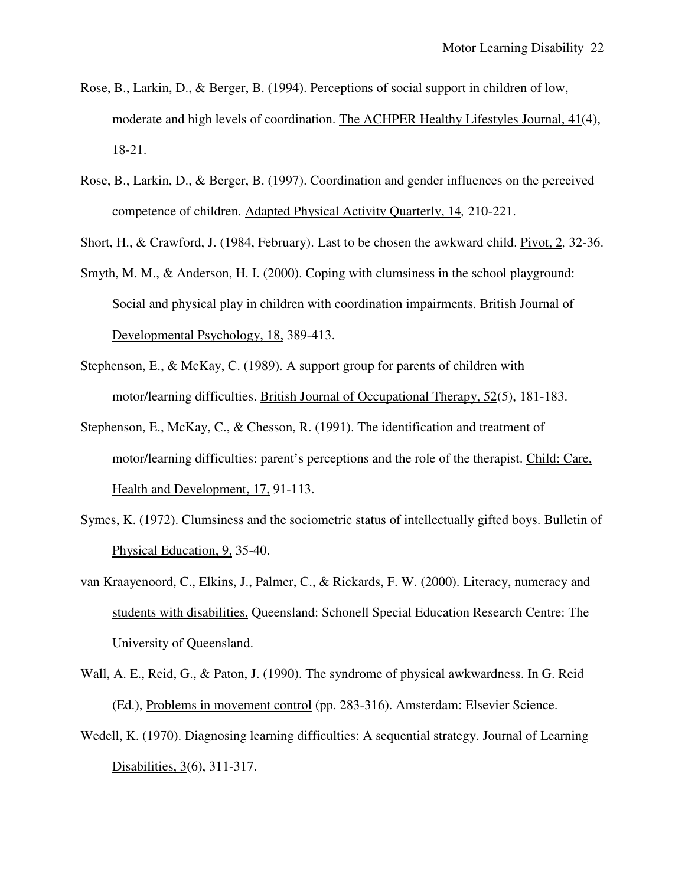Rose, B., Larkin, D., & Berger, B. (1994). Perceptions of social support in children of low, moderate and high levels of coordination. The ACHPER Healthy Lifestyles Journal, 41(4), 18-21.

Rose, B., Larkin, D., & Berger, B. (1997). Coordination and gender influences on the perceived competence of children. Adapted Physical Activity Quarterly, 14, 210-221.

Short, H., & Crawford, J. (1984, February). Last to be chosen the awkward child. Pivot, 2, 32-36.

Smyth, M. M., & Anderson, H. I. (2000). Coping with clumsiness in the school playground: Social and physical play in children with coordination impairments. British Journal of Developmental Psychology, 18, 389-413.

Stephenson, E., & McKay, C. (1989). A support group for parents of children with motor/learning difficulties. British Journal of Occupational Therapy, 52(5), 181-183.

Stephenson, E., McKay, C., & Chesson, R. (1991). The identification and treatment of motor/learning difficulties: parent's perceptions and the role of the therapist. Child: Care, Health and Development, 17, 91-113.

Symes, K. (1972). Clumsiness and the sociometric status of intellectually gifted boys. Bulletin of Physical Education, 9, 35-40.

van Kraayenoord, C., Elkins, J., Palmer, C., & Rickards, F. W. (2000). Literacy, numeracy and students with disabilities. Queensland: Schonell Special Education Research Centre: The University of Queensland.

Wall, A. E., Reid, G., & Paton, J. (1990). The syndrome of physical awkwardness. In G. Reid (Ed.), Problems in movement control (pp. 283-316). Amsterdam: Elsevier Science.

Wedell, K. (1970). Diagnosing learning difficulties: A sequential strategy. Journal of Learning Disabilities, 3(6), 311-317.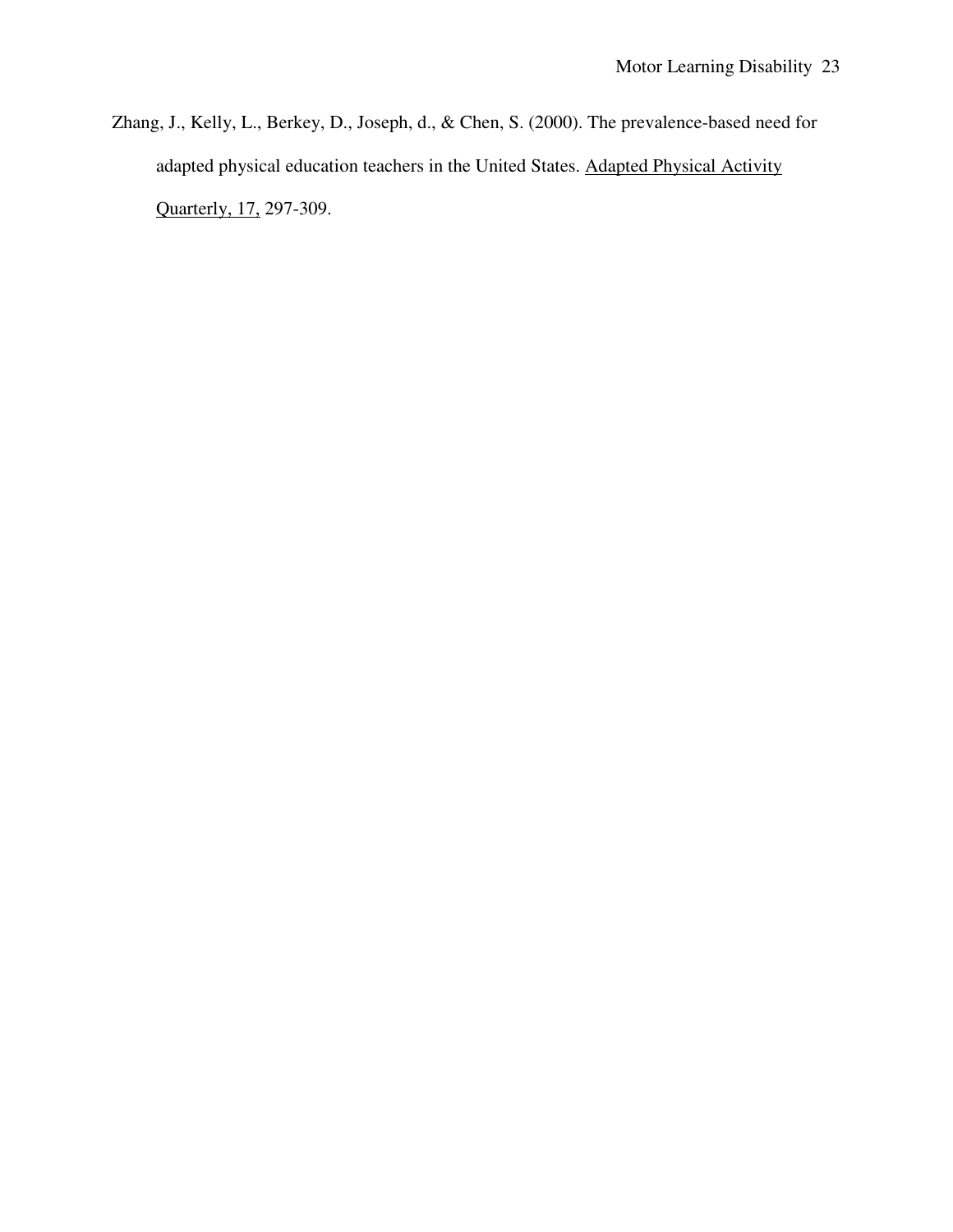Zhang, J., Kelly, L., Berkey, D., Joseph, d., & Chen, S. (2000). The prevalence-based need for adapted physical education teachers in the United States. <u>Adapted Physical Activity Quarterly, 17,</u> 297-309.